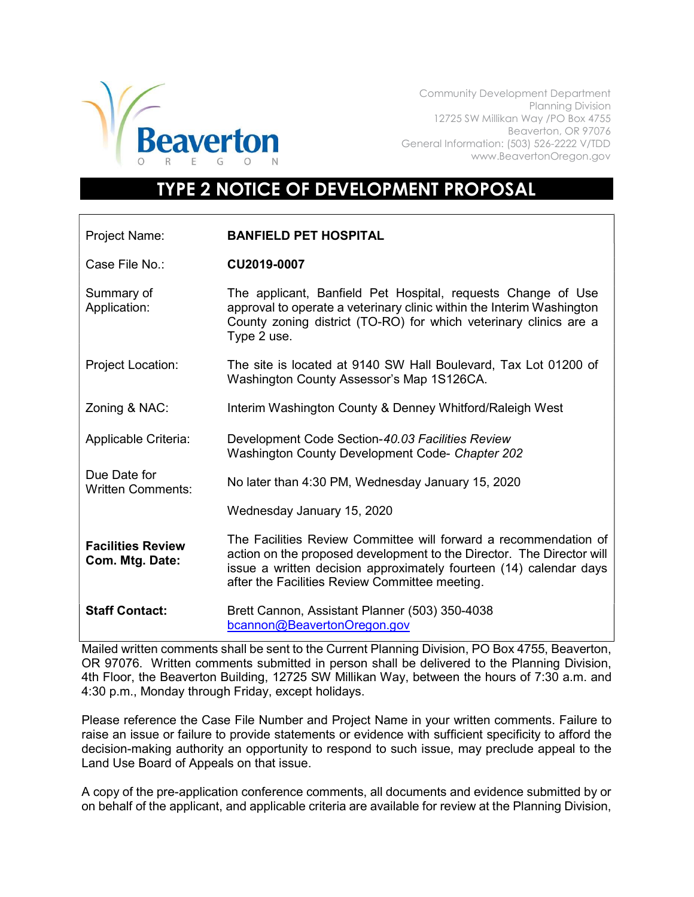Beaverton
O R E G O N

Community Development Department
Planning Division
12725 SW Millikan Way /PO Box 4755
Beaverton, OR 97076
General Information: (503) 526-2222 V/TDD
www.BeavertonOregon.gov

# TYPE 2 NOTICE OF DEVELOPMENT PROPOSAL

| | |
|---|---|
| Project Name: | **BANFIELD PET HOSPITAL** |
| Case File No.: | **CU2019-0007** |
| Summary of Application: | The applicant, Banfield Pet Hospital, requests Change of Use approval to operate a veterinary clinic within the Interim Washington County zoning district (TO-RO) for which veterinary clinics are a Type 2 use. |
| Project Location: | The site is located at 9140 SW Hall Boulevard, Tax Lot 01200 of Washington County Assessor's Map 1S126CA. |
| Zoning & NAC: | Interim Washington County & Denney Whitford/Raleigh West |
| Applicable Criteria: | Development Code Section-*40.03 Facilities Review*<br>Washington County Development Code- *Chapter 202* |
| Due Date for Written Comments: | No later than 4:30 PM, Wednesday January 15, 2020 |
| **Facilities Review Com. Mtg. Date:** | Wednesday January 15, 2020<br>The Facilities Review Committee will forward a recommendation of action on the proposed development to the Director. The Director will issue a written decision approximately fourteen (14) calendar days after the Facilities Review Committee meeting. |
| **Staff Contact:** | Brett Cannon, Assistant Planner (503) 350-4038<br>bcannon@BeavertonOregon.gov |

Mailed written comments shall be sent to the Current Planning Division, PO Box 4755, Beaverton, OR 97076. Written comments submitted in person shall be delivered to the Planning Division, 4th Floor, the Beaverton Building, 12725 SW Millikan Way, between the hours of 7:30 a.m. and 4:30 p.m., Monday through Friday, except holidays.

Please reference the Case File Number and Project Name in your written comments. Failure to raise an issue or failure to provide statements or evidence with sufficient specificity to afford the decision-making authority an opportunity to respond to such issue, may preclude appeal to the Land Use Board of Appeals on that issue.

A copy of the pre-application conference comments, all documents and evidence submitted by or on behalf of the applicant, and applicable criteria are available for review at the Planning Division,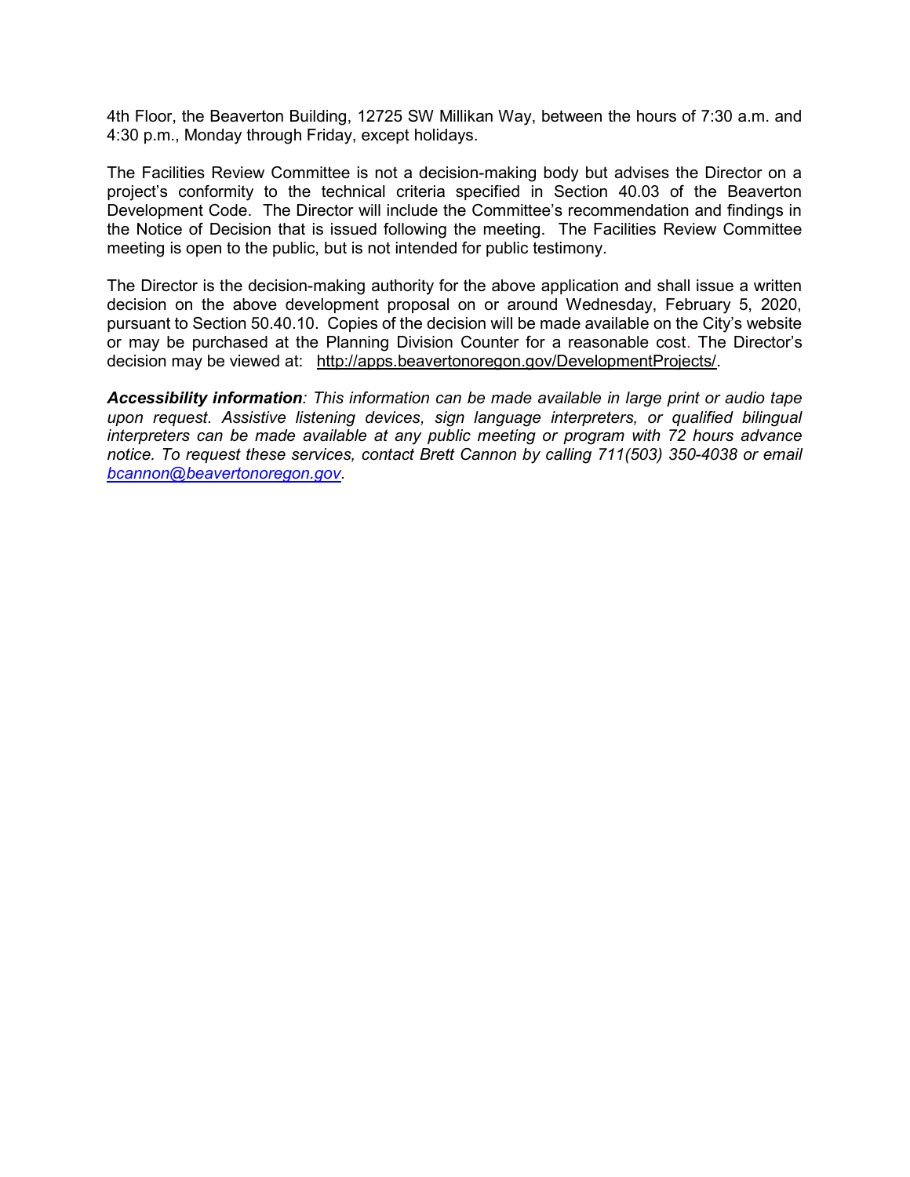4th Floor, the Beaverton Building, 12725 SW Millikan Way, between the hours of 7:30 a.m. and 4:30 p.m., Monday through Friday, except holidays.

The Facilities Review Committee is not a decision-making body but advises the Director on a project's conformity to the technical criteria specified in Section 40.03 of the Beaverton Development Code. The Director will include the Committee's recommendation and findings in the Notice of Decision that is issued following the meeting. The Facilities Review Committee meeting is open to the public, but is not intended for public testimony.

The Director is the decision-making authority for the above application and shall issue a written decision on the above development proposal on or around Wednesday, February 5, 2020, pursuant to Section 50.40.10. Copies of the decision will be made available on the City's website or may be purchased at the Planning Division Counter for a reasonable cost. The Director's decision may be viewed at: http://apps.beavertonoregon.gov/DevelopmentProjects/.

***Accessibility information****: This information can be made available in large print or audio tape upon request. Assistive listening devices, sign language interpreters, or qualified bilingual interpreters can be made available at any public meeting or program with 72 hours advance notice. To request these services, contact Brett Cannon by calling 711(503) 350-4038 or email bcannon@beavertonoregon.gov.*